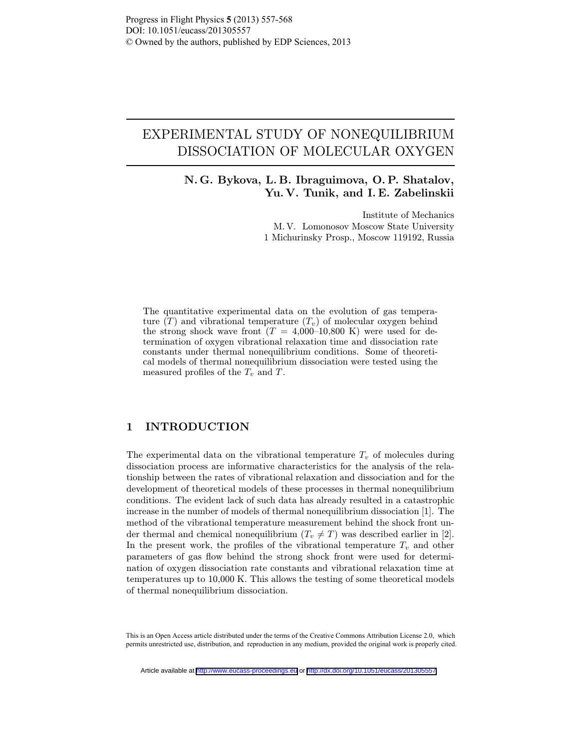# EXPERIMENTAL STUDY OF NONEQUILIBRIUM DISSOCIATION OF MOLECULAR OXYGEN

**N. G. Bykova, L. B. Ibraguimova, O. P. Shatalov, Yu. V. Tunik, and I. E. Zabelinskii**

Institute of Mechanics
M. V. Lomonosov Moscow State University
1 Michurinsky Prosp., Moscow 119192, Russia

The quantitative experimental data on the evolution of gas temperature ($T$) and vibrational temperature ($T_v$) of molecular oxygen behind the strong shock wave front ($T$ = 4,000–10,800 K) were used for determination of oxygen vibrational relaxation time and dissociation rate constants under thermal nonequilibrium conditions. Some of theoretical models of thermal nonequilibrium dissociation were tested using the measured profiles of the $T_v$ and $T$.

## 1 INTRODUCTION

The experimental data on the vibrational temperature $T_v$ of molecules during dissociation process are informative characteristics for the analysis of the relationship between the rates of vibrational relaxation and dissociation and for the development of theoretical models of these processes in thermal nonequilibrium conditions. The evident lack of such data has already resulted in a catastrophic increase in the number of models of thermal nonequilibrium dissociation [1]. The method of the vibrational temperature measurement behind the shock front under thermal and chemical nonequilibrium ($T_v \neq T$) was described earlier in [2]. In the present work, the profiles of the vibrational temperature $T_v$ and other parameters of gas flow behind the strong shock front were used for determination of oxygen dissociation rate constants and vibrational relaxation time at temperatures up to 10,000 K. This allows the testing of some theoretical models of thermal nonequilibrium dissociation.

This is an Open Access article distributed under the terms of the Creative Commons Attribution License 2.0, which permits unrestricted use, distribution, and reproduction in any medium, provided the original work is properly cited.

Article available at http://www.eucass-proceedings.eu or http://dx.doi.org/10.1051/eucass/201305557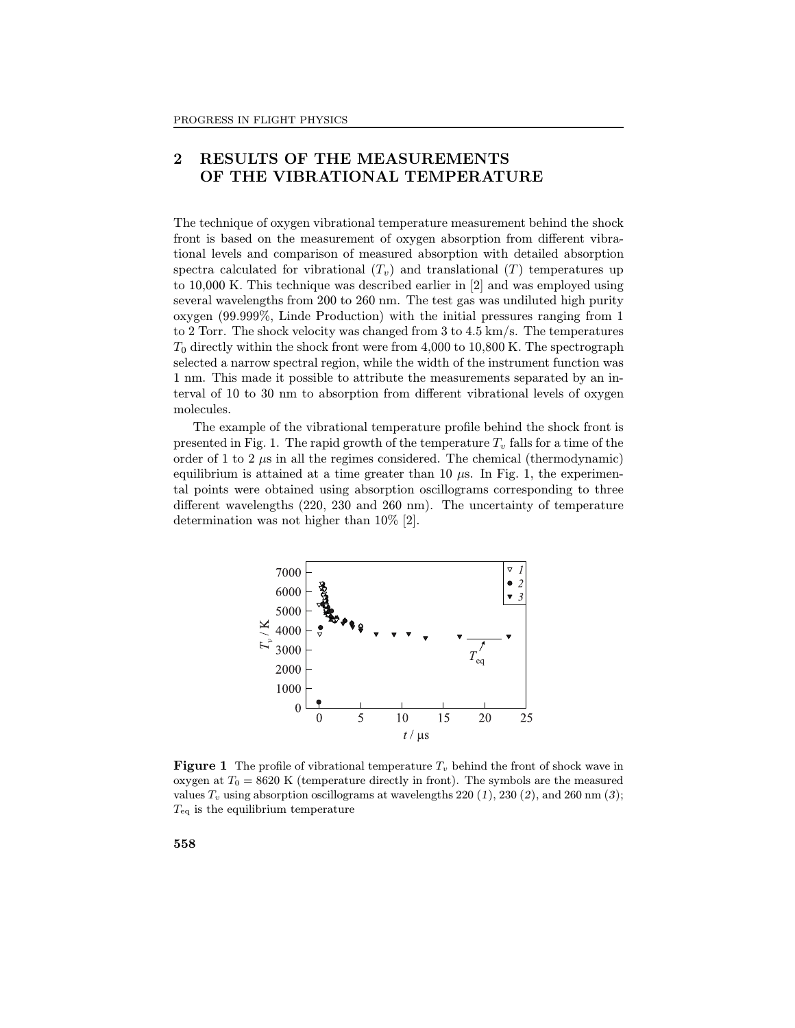## 2 RESULTS OF THE MEASUREMENTS OF THE VIBRATIONAL TEMPERATURE

The technique of oxygen vibrational temperature measurement behind the shock front is based on the measurement of oxygen absorption from different vibrational levels and comparison of measured absorption with detailed absorption spectra calculated for vibrational ($T_v$) and translational ($T$) temperatures up to 10,000 K. This technique was described earlier in [2] and was employed using several wavelengths from 200 to 260 nm. The test gas was undiluted high purity oxygen (99.999%, Linde Production) with the initial pressures ranging from 1 to 2 Torr. The shock velocity was changed from 3 to 4.5 km/s. The temperatures $T_0$ directly within the shock front were from 4,000 to 10,800 K. The spectrograph selected a narrow spectral region, while the width of the instrument function was 1 nm. This made it possible to attribute the measurements separated by an interval of 10 to 30 nm to absorption from different vibrational levels of oxygen molecules.

The example of the vibrational temperature profile behind the shock front is presented in Fig. 1. The rapid growth of the temperature $T_v$ falls for a time of the order of 1 to 2 $\mu$s in all the regimes considered. The chemical (thermodynamic) equilibrium is attained at a time greater than 10 $\mu$s. In Fig. 1, the experimental points were obtained using absorption oscillograms corresponding to three different wavelengths (220, 230 and 260 nm). The uncertainty of temperature determination was not higher than 10% [2].

**Figure 1** The profile of vibrational temperature $T_v$ behind the front of shock wave in oxygen at $T_0 = 8620$ K (temperature directly in front). The symbols are the measured values $T_v$ using absorption oscillograms at wavelengths 220 (*1*), 230 (*2*), and 260 nm (*3*); $T_{\text{eq}}$ is the equilibrium temperature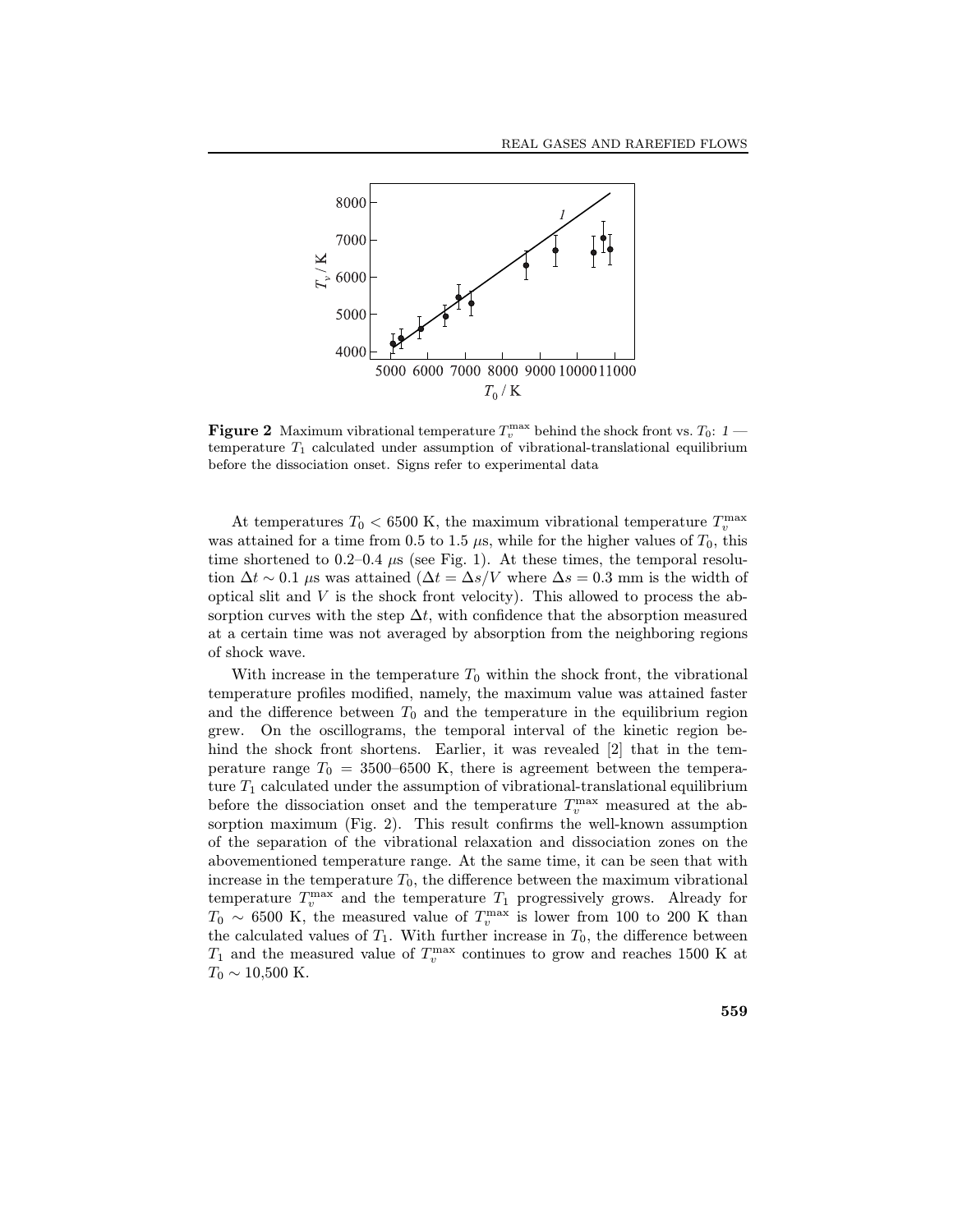**Figure 2** Maximum vibrational temperature $T_v^{\max}$ behind the shock front vs. $T_0$: *1* — temperature $T_1$ calculated under assumption of vibrational-translational equilibrium before the dissociation onset. Signs refer to experimental data

At temperatures $T_0 < 6500$ K, the maximum vibrational temperature $T_v^{\max}$ was attained for a time from 0.5 to 1.5 $\mu$s, while for the higher values of $T_0$, this time shortened to 0.2–0.4 $\mu$s (see Fig. 1). At these times, the temporal resolution $\Delta t \sim 0.1$ $\mu$s was attained ($\Delta t = \Delta s/V$ where $\Delta s = 0.3$ mm is the width of optical slit and $V$ is the shock front velocity). This allowed to process the absorption curves with the step $\Delta t$, with confidence that the absorption measured at a certain time was not averaged by absorption from the neighboring regions of shock wave.

With increase in the temperature $T_0$ within the shock front, the vibrational temperature profiles modified, namely, the maximum value was attained faster and the difference between $T_0$ and the temperature in the equilibrium region grew. On the oscillograms, the temporal interval of the kinetic region behind the shock front shortens. Earlier, it was revealed [2] that in the temperature range $T_0 = 3500$–$6500$ K, there is agreement between the temperature $T_1$ calculated under the assumption of vibrational-translational equilibrium before the dissociation onset and the temperature $T_v^{\max}$ measured at the absorption maximum (Fig. 2). This result confirms the well-known assumption of the separation of the vibrational relaxation and dissociation zones on the abovementioned temperature range. At the same time, it can be seen that with increase in the temperature $T_0$, the difference between the maximum vibrational temperature $T_v^{\max}$ and the temperature $T_1$ progressively grows. Already for $T_0 \sim 6500$ K, the measured value of $T_v^{\max}$ is lower from 100 to 200 K than the calculated values of $T_1$. With further increase in $T_0$, the difference between $T_1$ and the measured value of $T_v^{\max}$ continues to grow and reaches 1500 K at $T_0 \sim 10{,}500$ K.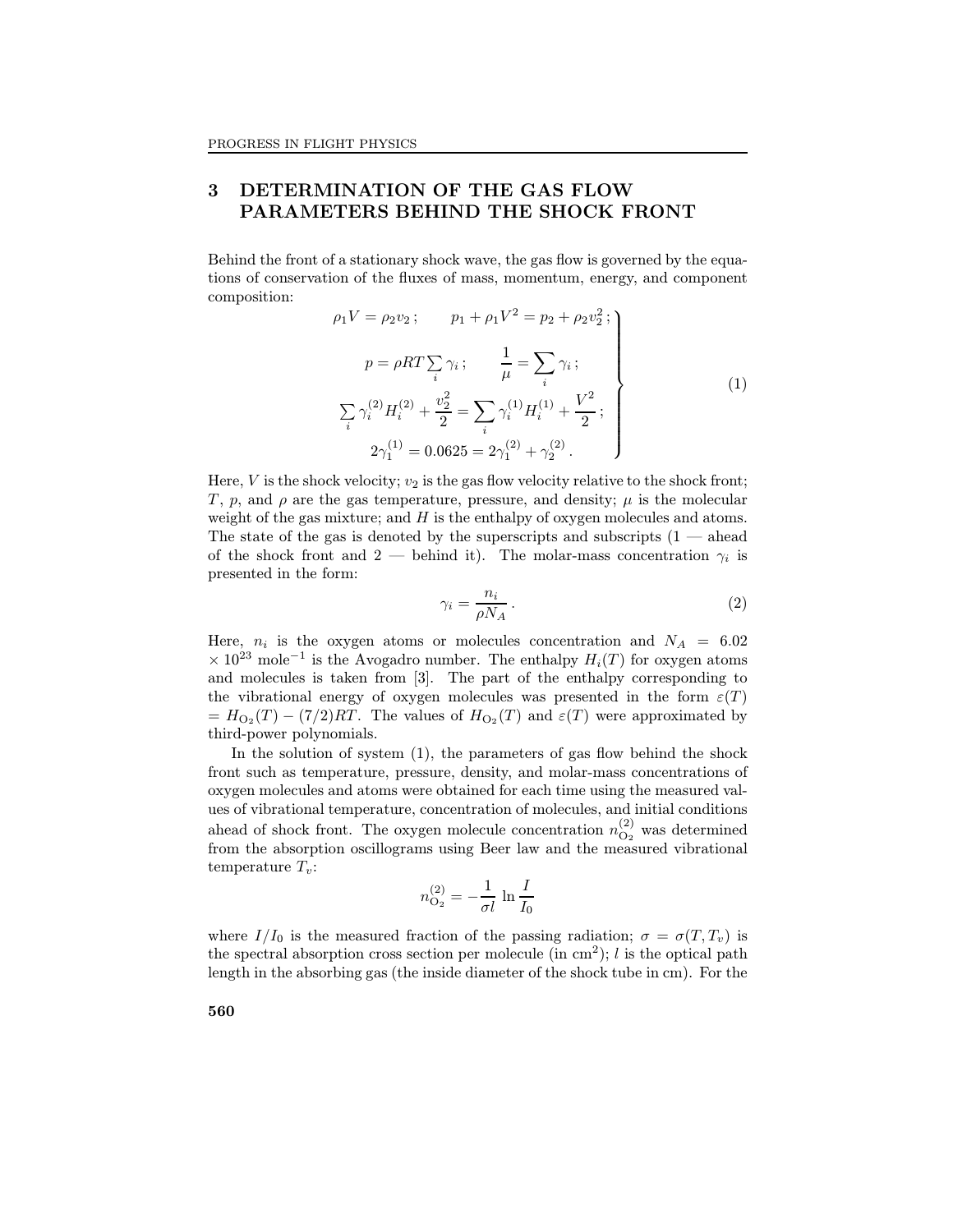## 3 DETERMINATION OF THE GAS FLOW PARAMETERS BEHIND THE SHOCK FRONT

Behind the front of a stationary shock wave, the gas flow is governed by the equations of conservation of the fluxes of mass, momentum, energy, and component composition:

$$
\left.
\begin{aligned}
\rho_1 V = \rho_2 v_2\,; \qquad p_1 + \rho_1 V^2 = p_2 + \rho_2 v_2^2\,; \\
p = \rho R T \sum_i \gamma_i\,; \qquad \frac{1}{\mu} = \sum_i \gamma_i\,; \\
\sum_i \gamma_i^{(2)} H_i^{(2)} + \frac{v_2^2}{2} = \sum_i \gamma_i^{(1)} H_i^{(1)} + \frac{V^2}{2}\,; \\
2\gamma_1^{(1)} = 0.0625 = 2\gamma_1^{(2)} + \gamma_2^{(2)}\,.
\end{aligned}
\right\}
\tag{1}
$$

Here, $V$ is the shock velocity; $v_2$ is the gas flow velocity relative to the shock front; $T$, $p$, and $\rho$ are the gas temperature, pressure, and density; $\mu$ is the molecular weight of the gas mixture; and $H$ is the enthalpy of oxygen molecules and atoms. The state of the gas is denoted by the superscripts and subscripts (1 — ahead of the shock front and 2 — behind it). The molar-mass concentration $\gamma_i$ is presented in the form:

$$
\gamma_i = \frac{n_i}{\rho N_A}\,. \tag{2}
$$

Here, $n_i$ is the oxygen atoms or molecules concentration and $N_A = 6.02 \times 10^{23}$ mole$^{-1}$ is the Avogadro number. The enthalpy $H_i(T)$ for oxygen atoms and molecules is taken from [3]. The part of the enthalpy corresponding to the vibrational energy of oxygen molecules was presented in the form $\varepsilon(T) = H_{O_2}(T) - (7/2)RT$. The values of $H_{O_2}(T)$ and $\varepsilon(T)$ were approximated by third-power polynomials.

In the solution of system (1), the parameters of gas flow behind the shock front such as temperature, pressure, density, and molar-mass concentrations of oxygen molecules and atoms were obtained for each time using the measured values of vibrational temperature, concentration of molecules, and initial conditions ahead of shock front. The oxygen molecule concentration $n_{O_2}^{(2)}$ was determined from the absorption oscillograms using Beer law and the measured vibrational temperature $T_v$:

$$
n_{O_2}^{(2)} = -\frac{1}{\sigma l}\,\ln\frac{I}{I_0}
$$

where $I/I_0$ is the measured fraction of the passing radiation; $\sigma = \sigma(T, T_v)$ is the spectral absorption cross section per molecule (in cm$^2$); $l$ is the optical path length in the absorbing gas (the inside diameter of the shock tube in cm). For the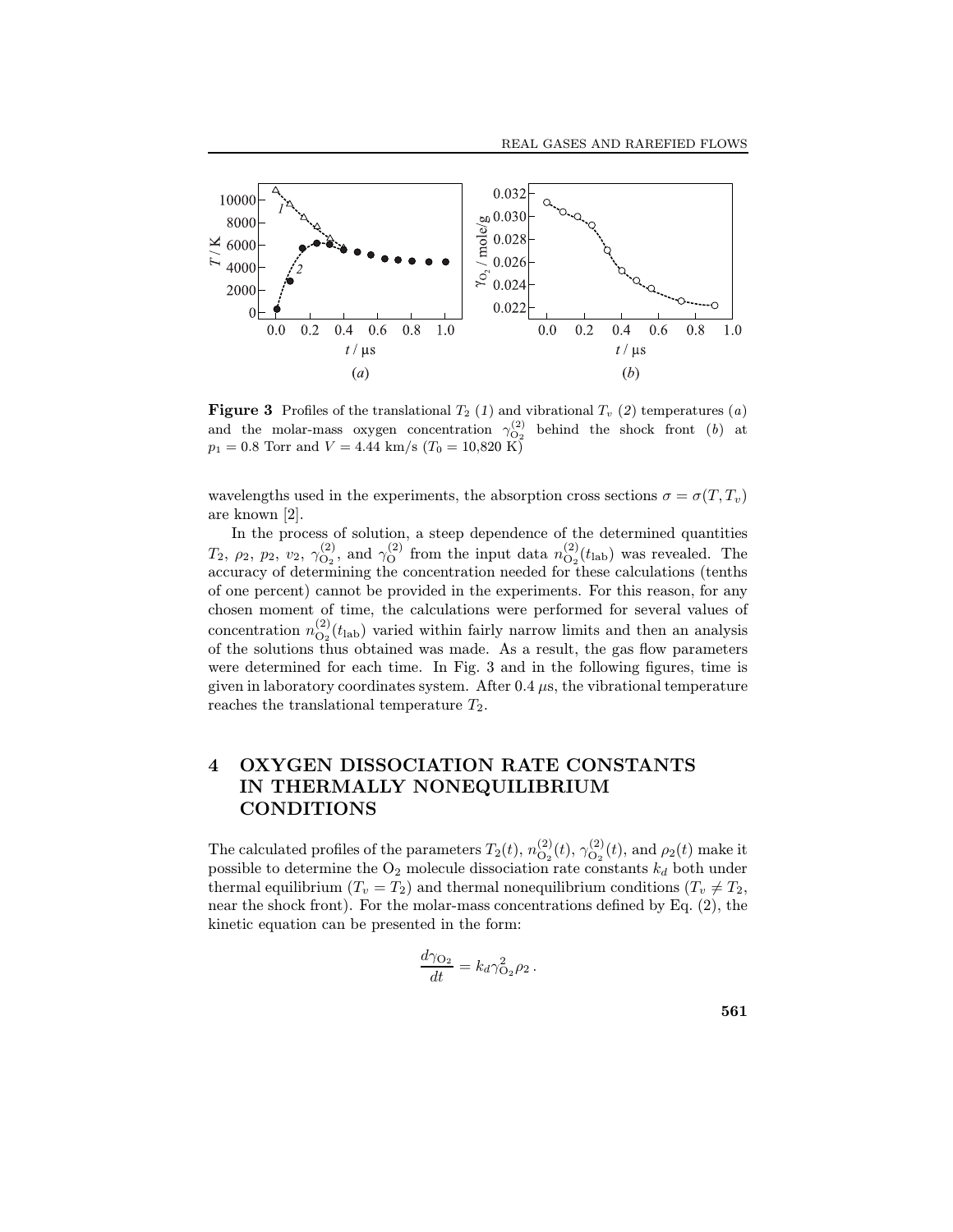**Figure 3** Profiles of the translational $T_2$ (*1*) and vibrational $T_v$ (*2*) temperatures (*a*) and the molar-mass oxygen concentration $\gamma_{O_2}^{(2)}$ behind the shock front (*b*) at $p_1 = 0.8$ Torr and $V = 4.44$ km/s ($T_0 = 10{,}820$ K)

wavelengths used in the experiments, the absorption cross sections $\sigma = \sigma(T, T_v)$ are known [2].

In the process of solution, a steep dependence of the determined quantities $T_2$, $\rho_2$, $p_2$, $v_2$, $\gamma_{O_2}^{(2)}$, and $\gamma_{O}^{(2)}$ from the input data $n_{O_2}^{(2)}(t_{\text{lab}})$ was revealed. The accuracy of determining the concentration needed for these calculations (tenths of one percent) cannot be provided in the experiments. For this reason, for any chosen moment of time, the calculations were performed for several values of concentration $n_{O_2}^{(2)}(t_{\text{lab}})$ varied within fairly narrow limits and then an analysis of the solutions thus obtained was made. As a result, the gas flow parameters were determined for each time. In Fig. 3 and in the following figures, time is given in laboratory coordinates system. After 0.4 $\mu$s, the vibrational temperature reaches the translational temperature $T_2$.

## 4 OXYGEN DISSOCIATION RATE CONSTANTS IN THERMALLY NONEQUILIBRIUM CONDITIONS

The calculated profiles of the parameters $T_2(t)$, $n_{O_2}^{(2)}(t)$, $\gamma_{O_2}^{(2)}(t)$, and $\rho_2(t)$ make it possible to determine the $O_2$ molecule dissociation rate constants $k_d$ both under thermal equilibrium ($T_v = T_2$) and thermal nonequilibrium conditions ($T_v \neq T_2$, near the shock front). For the molar-mass concentrations defined by Eq. (2), the kinetic equation can be presented in the form:

$$\frac{d\gamma_{O_2}}{dt} = k_d \gamma_{O_2}^2 \rho_2 \,.$$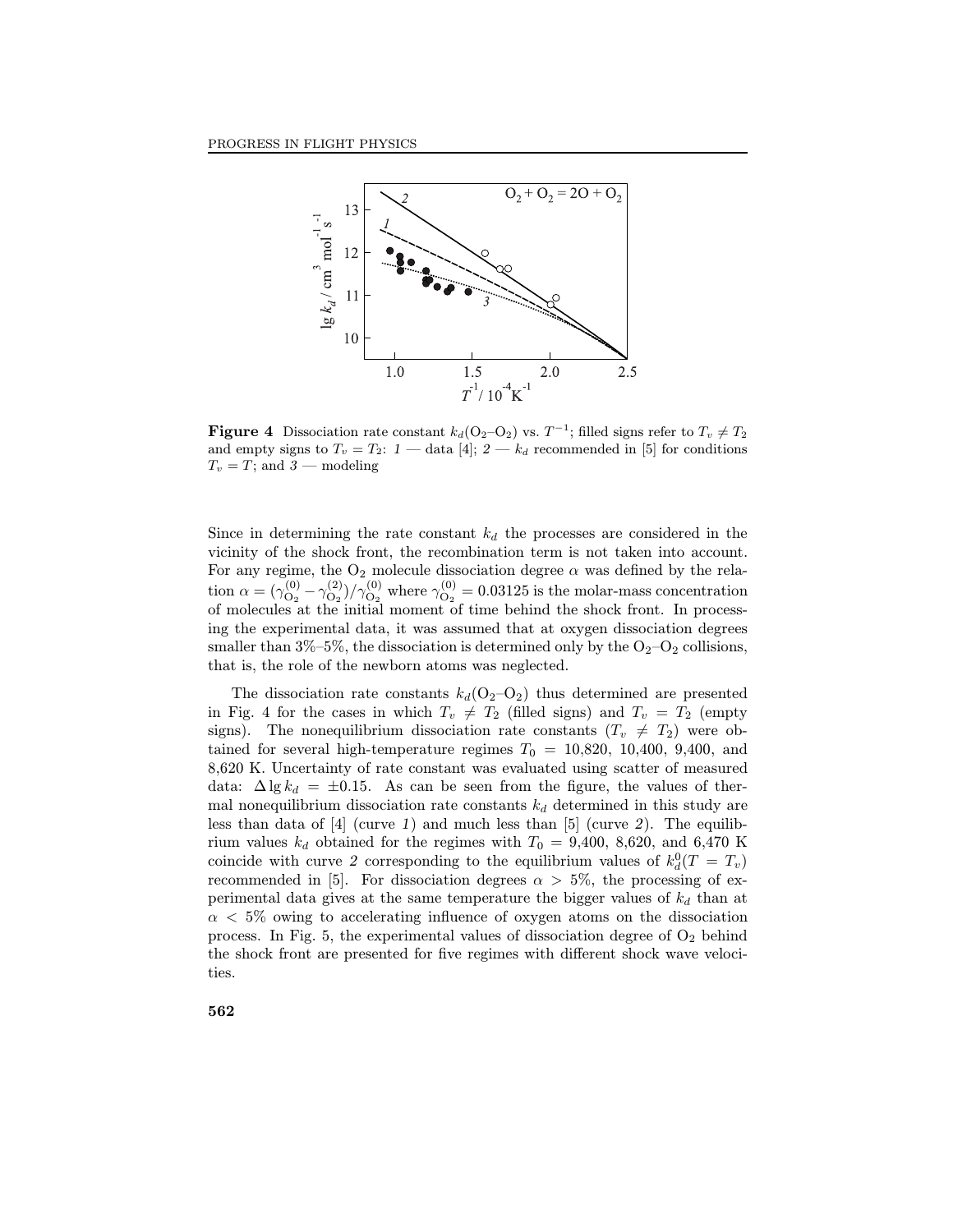**Figure 4** Dissociation rate constant $k_d(O_2\text{–}O_2)$ vs. $T^{-1}$; filled signs refer to $T_v \neq T_2$ and empty signs to $T_v = T_2$: *1* — data [4]; *2* — $k_d$ recommended in [5] for conditions $T_v = T$; and *3* — modeling

Since in determining the rate constant $k_d$ the processes are considered in the vicinity of the shock front, the recombination term is not taken into account. For any regime, the $O_2$ molecule dissociation degree $\alpha$ was defined by the relation $\alpha = (\gamma^{(0)}_{O_2} - \gamma^{(2)}_{O_2})/\gamma^{(0)}_{O_2}$ where $\gamma^{(0)}_{O_2} = 0.03125$ is the molar-mass concentration of molecules at the initial moment of time behind the shock front. In processing the experimental data, it was assumed that at oxygen dissociation degrees smaller than 3%–5%, the dissociation is determined only by the $O_2$–$O_2$ collisions, that is, the role of the newborn atoms was neglected.

The dissociation rate constants $k_d(O_2\text{–}O_2)$ thus determined are presented in Fig. 4 for the cases in which $T_v \neq T_2$ (filled signs) and $T_v = T_2$ (empty signs). The nonequilibrium dissociation rate constants ($T_v \neq T_2$) were obtained for several high-temperature regimes $T_0$ = 10,820, 10,400, 9,400, and 8,620 K. Uncertainty of rate constant was evaluated using scatter of measured data: $\Delta \lg k_d = \pm 0.15$. As can be seen from the figure, the values of thermal nonequilibrium dissociation rate constants $k_d$ determined in this study are less than data of [4] (curve *1*) and much less than [5] (curve *2*). The equilibrium values $k_d$ obtained for the regimes with $T_0$ = 9,400, 8,620, and 6,470 K coincide with curve *2* corresponding to the equilibrium values of $k^0_d(T = T_v)$ recommended in [5]. For dissociation degrees $\alpha > 5\%$, the processing of experimental data gives at the same temperature the bigger values of $k_d$ than at $\alpha < 5\%$ owing to accelerating influence of oxygen atoms on the dissociation process. In Fig. 5, the experimental values of dissociation degree of $O_2$ behind the shock front are presented for five regimes with different shock wave velocities.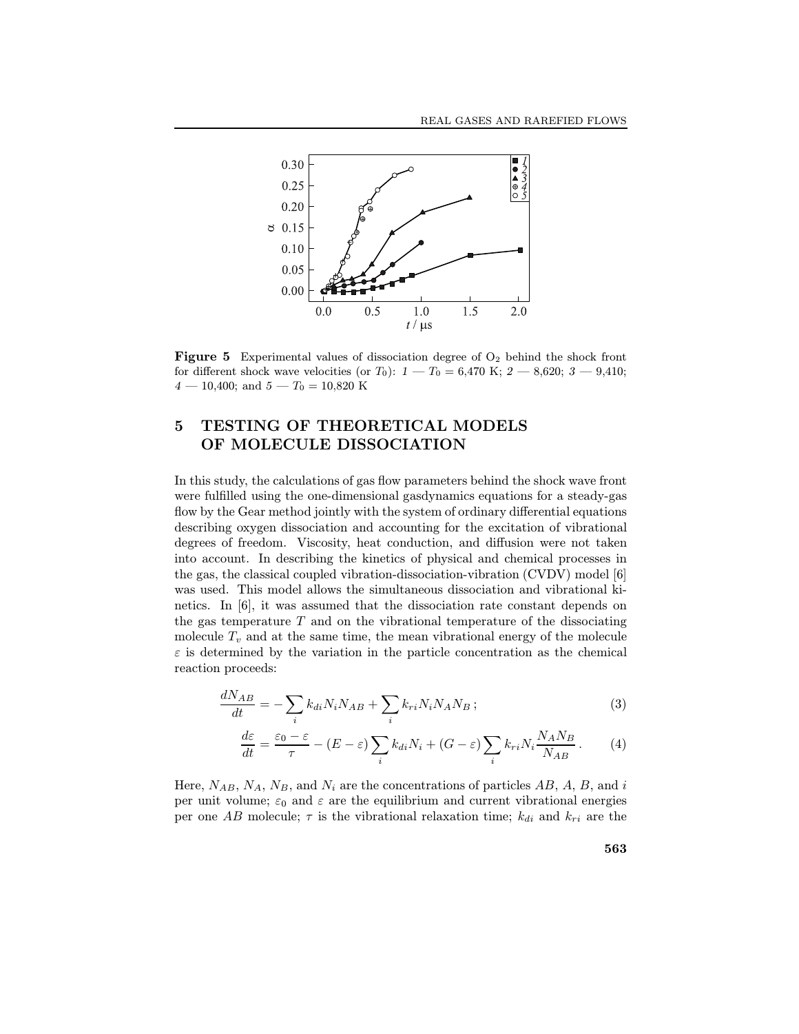**Figure 5** Experimental values of dissociation degree of $O_2$ behind the shock front for different shock wave velocities (or $T_0$): *1* — $T_0$ = 6,470 K; *2* — 8,620; *3* — 9,410; *4* — 10,400; and *5* — $T_0$ = 10,820 K

## 5 TESTING OF THEORETICAL MODELS OF MOLECULE DISSOCIATION

In this study, the calculations of gas flow parameters behind the shock wave front were fulfilled using the one-dimensional gasdynamics equations for a steady-gas flow by the Gear method jointly with the system of ordinary differential equations describing oxygen dissociation and accounting for the excitation of vibrational degrees of freedom. Viscosity, heat conduction, and diffusion were not taken into account. In describing the kinetics of physical and chemical processes in the gas, the classical coupled vibration-dissociation-vibration (CVDV) model [6] was used. This model allows the simultaneous dissociation and vibrational kinetics. In [6], it was assumed that the dissociation rate constant depends on the gas temperature $T$ and on the vibrational temperature of the dissociating molecule $T_v$ and at the same time, the mean vibrational energy of the molecule $\varepsilon$ is determined by the variation in the particle concentration as the chemical reaction proceeds:

$$\frac{dN_{AB}}{dt} = -\sum_i k_{di} N_i N_{AB} + \sum_i k_{ri} N_i N_A N_B \, ; \tag{3}$$

$$\frac{d\varepsilon}{dt} = \frac{\varepsilon_0 - \varepsilon}{\tau} - (E - \varepsilon) \sum_i k_{di} N_i + (G - \varepsilon) \sum_i k_{ri} N_i \frac{N_A N_B}{N_{AB}} \, . \tag{4}$$

Here, $N_{AB}$, $N_A$, $N_B$, and $N_i$ are the concentrations of particles $AB$, $A$, $B$, and $i$ per unit volume; $\varepsilon_0$ and $\varepsilon$ are the equilibrium and current vibrational energies per one $AB$ molecule; $\tau$ is the vibrational relaxation time; $k_{di}$ and $k_{ri}$ are the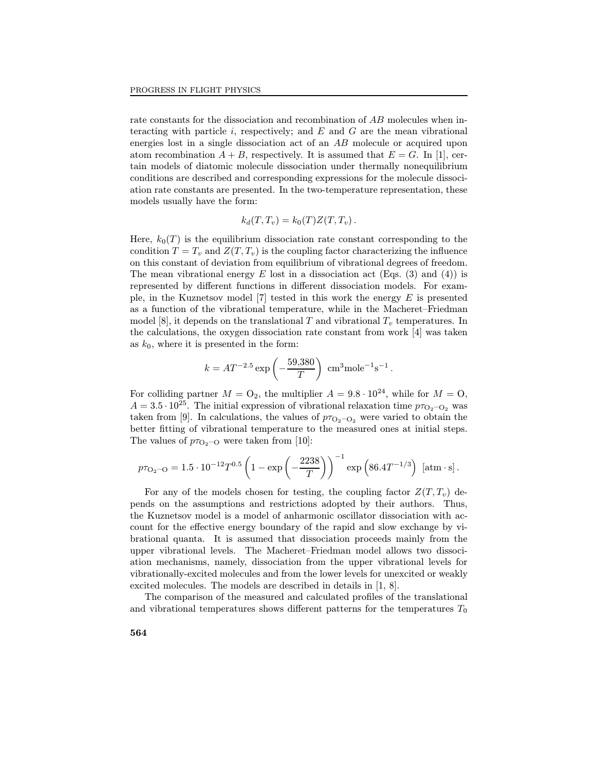rate constants for the dissociation and recombination of $AB$ molecules when interacting with particle $i$, respectively; and $E$ and $G$ are the mean vibrational energies lost in a single dissociation act of an $AB$ molecule or acquired upon atom recombination $A + B$, respectively. It is assumed that $E = G$. In [1], certain models of diatomic molecule dissociation under thermally nonequilibrium conditions are described and corresponding expressions for the molecule dissociation rate constants are presented. In the two-temperature representation, these models usually have the form:

$$k_d(T, T_v) = k_0(T) Z(T, T_v) .$$

Here, $k_0(T)$ is the equilibrium dissociation rate constant corresponding to the condition $T = T_v$ and $Z(T, T_v)$ is the coupling factor characterizing the influence on this constant of deviation from equilibrium of vibrational degrees of freedom. The mean vibrational energy $E$ lost in a dissociation act (Eqs. (3) and (4)) is represented by different functions in different dissociation models. For example, in the Kuznetsov model [7] tested in this work the energy $E$ is presented as a function of the vibrational temperature, while in the Macheret–Friedman model [8], it depends on the translational $T$ and vibrational $T_v$ temperatures. In the calculations, the oxygen dissociation rate constant from work [4] was taken as $k_0$, where it is presented in the form:

$$k = AT^{-2.5} \exp\left(-\frac{59{,}380}{T}\right) \ \text{cm}^3\text{mole}^{-1}\text{s}^{-1} .$$

For colliding partner $M = O_2$, the multiplier $A = 9.8 \cdot 10^{24}$, while for $M = O$, $A = 3.5 \cdot 10^{25}$. The initial expression of vibrational relaxation time $p\tau_{O_2\text{–}O_2}$ was taken from [9]. In calculations, the values of $p\tau_{O_2\text{–}O_2}$ were varied to obtain the better fitting of vibrational temperature to the measured ones at initial steps. The values of $p\tau_{O_2\text{–}O}$ were taken from [10]:

$$p\tau_{O_2\text{–}O} = 1.5 \cdot 10^{-12} T^{0.5} \left(1 - \exp\left(-\frac{2238}{T}\right)\right)^{-1} \exp\left(86.4 T^{-1/3}\right) \ [\text{atm} \cdot \text{s}] .$$

For any of the models chosen for testing, the coupling factor $Z(T, T_v)$ depends on the assumptions and restrictions adopted by their authors. Thus, the Kuznetsov model is a model of anharmonic oscillator dissociation with account for the effective energy boundary of the rapid and slow exchange by vibrational quanta. It is assumed that dissociation proceeds mainly from the upper vibrational levels. The Macheret–Friedman model allows two dissociation mechanisms, namely, dissociation from the upper vibrational levels for vibrationally-excited molecules and from the lower levels for unexcited or weakly excited molecules. The models are described in details in [1, 8].

The comparison of the measured and calculated profiles of the translational and vibrational temperatures shows different patterns for the temperatures $T_0$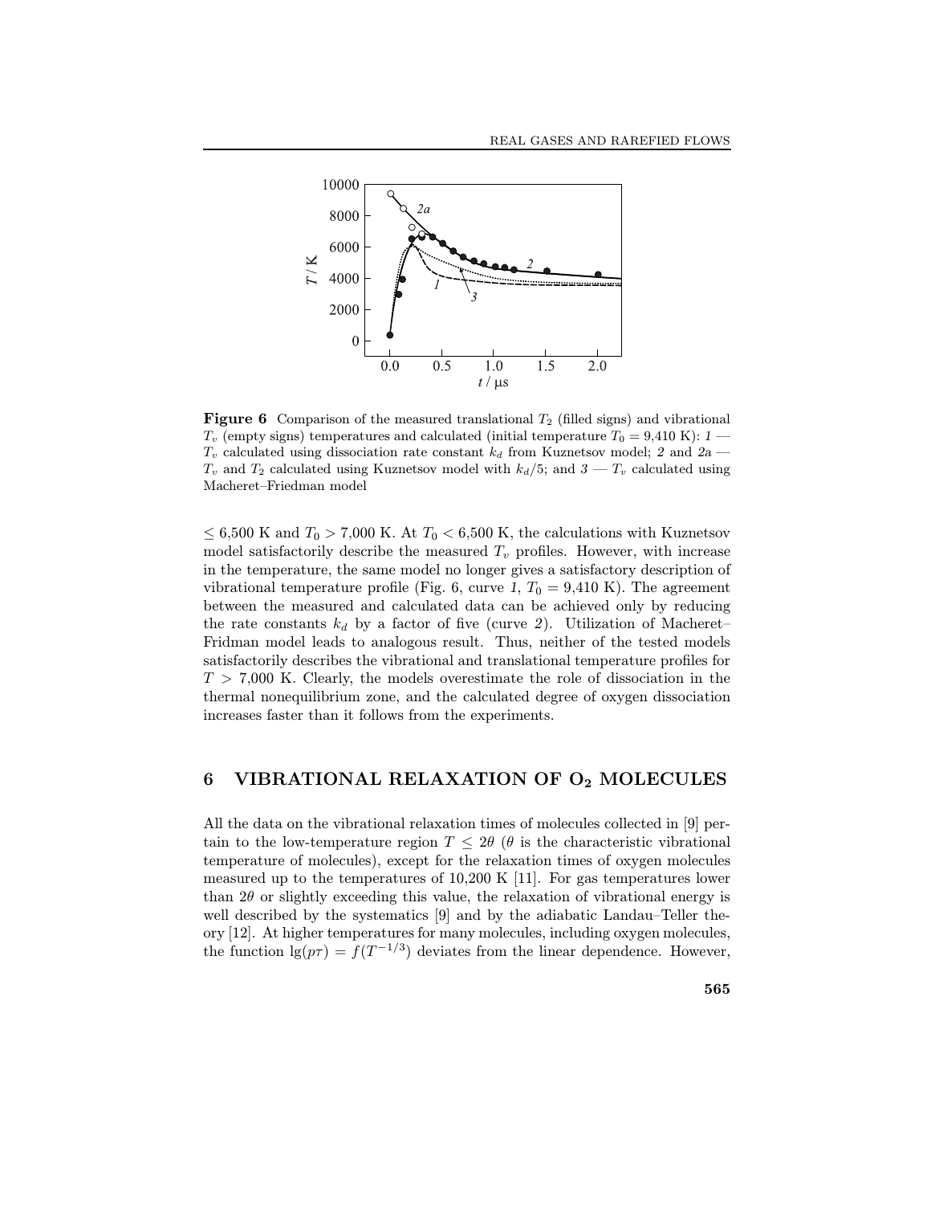**Figure 6** Comparison of the measured translational $T_2$ (filled signs) and vibrational $T_v$ (empty signs) temperatures and calculated (initial temperature $T_0 = 9{,}410$ K): *1* — $T_v$ calculated using dissociation rate constant $k_d$ from Kuznetsov model; *2* and *2a* — $T_v$ and $T_2$ calculated using Kuznetsov model with $k_d/5$; and *3* — $T_v$ calculated using Macheret–Friedman model

$\leq 6{,}500$ K and $T_0 > 7{,}000$ K. At $T_0 < 6{,}500$ K, the calculations with Kuznetsov model satisfactorily describe the measured $T_v$ profiles. However, with increase in the temperature, the same model no longer gives a satisfactory description of vibrational temperature profile (Fig. 6, curve *1*, $T_0 = 9{,}410$ K). The agreement between the measured and calculated data can be achieved only by reducing the rate constants $k_d$ by a factor of five (curve *2*). Utilization of Macheret–Fridman model leads to analogous result. Thus, neither of the tested models satisfactorily describes the vibrational and translational temperature profiles for $T > 7{,}000$ K. Clearly, the models overestimate the role of dissociation in the thermal nonequilibrium zone, and the calculated degree of oxygen dissociation increases faster than it follows from the experiments.

## 6 VIBRATIONAL RELAXATION OF $O_2$ MOLECULES

All the data on the vibrational relaxation times of molecules collected in [9] pertain to the low-temperature region $T \leq 2\theta$ ($\theta$ is the characteristic vibrational temperature of molecules), except for the relaxation times of oxygen molecules measured up to the temperatures of 10,200 K [11]. For gas temperatures lower than $2\theta$ or slightly exceeding this value, the relaxation of vibrational energy is well described by the systematics [9] and by the adiabatic Landau–Teller theory [12]. At higher temperatures for many molecules, including oxygen molecules, the function $\lg(p\tau) = f(T^{-1/3})$ deviates from the linear dependence. However,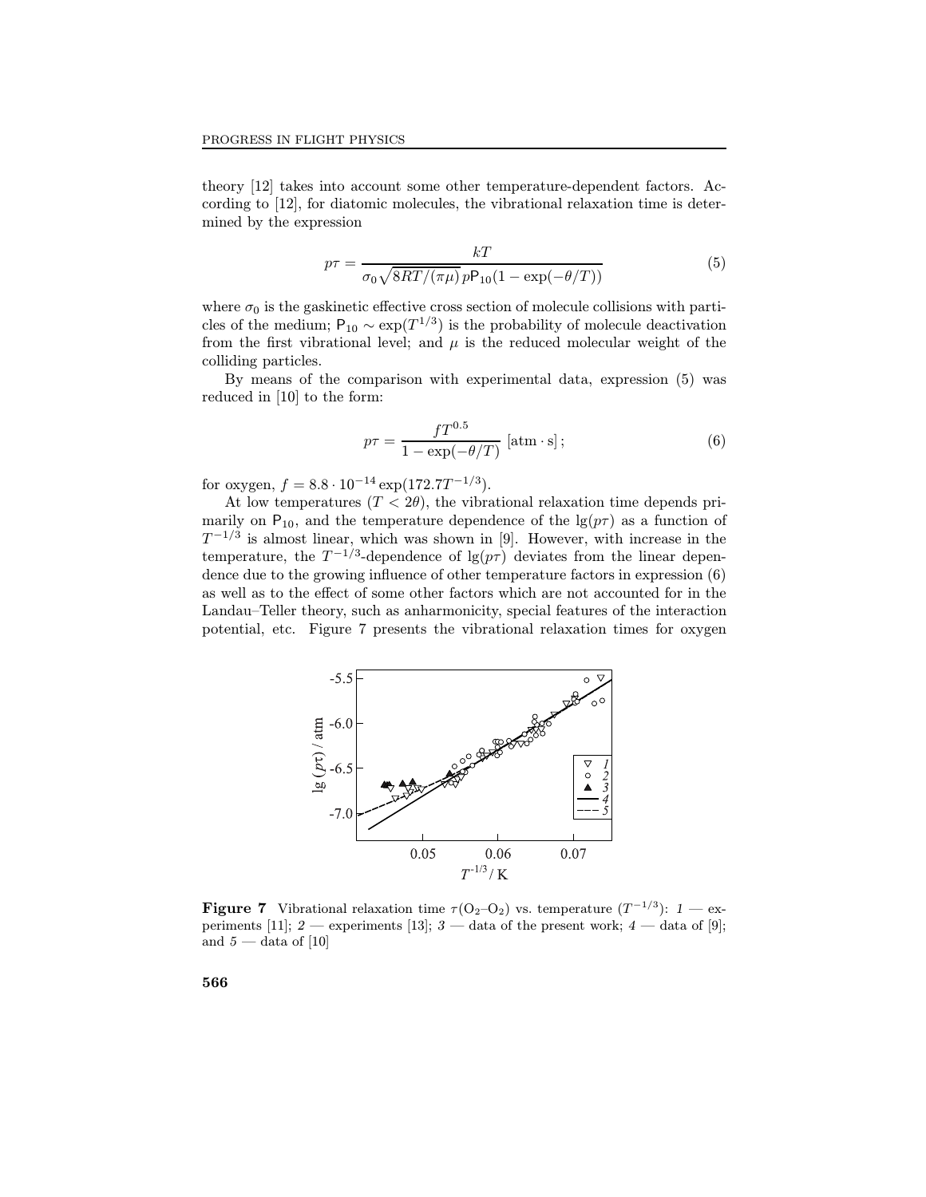theory [12] takes into account some other temperature-dependent factors. According to [12], for diatomic molecules, the vibrational relaxation time is determined by the expression

$$p\tau = \frac{kT}{\sigma_0 \sqrt{8RT/(\pi\mu)}\, p\mathsf{P}_{10}(1 - \exp(-\theta/T))} \tag{5}$$

where $\sigma_0$ is the gaskinetic effective cross section of molecule collisions with particles of the medium; $\mathsf{P}_{10} \sim \exp(T^{1/3})$ is the probability of molecule deactivation from the first vibrational level; and $\mu$ is the reduced molecular weight of the colliding particles.

By means of the comparison with experimental data, expression (5) was reduced in [10] to the form:

$$p\tau = \frac{fT^{0.5}}{1 - \exp(-\theta/T)}\ [\text{atm} \cdot \text{s}]\,; \tag{6}$$

for oxygen, $f = 8.8 \cdot 10^{-14} \exp(172.7T^{-1/3})$.

At low temperatures ($T < 2\theta$), the vibrational relaxation time depends primarily on $\mathsf{P}_{10}$, and the temperature dependence of the $\lg(p\tau)$ as a function of $T^{-1/3}$ is almost linear, which was shown in [9]. However, with increase in the temperature, the $T^{-1/3}$-dependence of $\lg(p\tau)$ deviates from the linear dependence due to the growing influence of other temperature factors in expression (6) as well as to the effect of some other factors which are not accounted for in the Landau–Teller theory, such as anharmonicity, special features of the interaction potential, etc. Figure 7 presents the vibrational relaxation times for oxygen

**Figure 7** Vibrational relaxation time $\tau(O_2–O_2)$ vs. temperature ($T^{-1/3}$): *1* — experiments [11]; *2* — experiments [13]; *3* — data of the present work; *4* — data of [9]; and *5* — data of [10]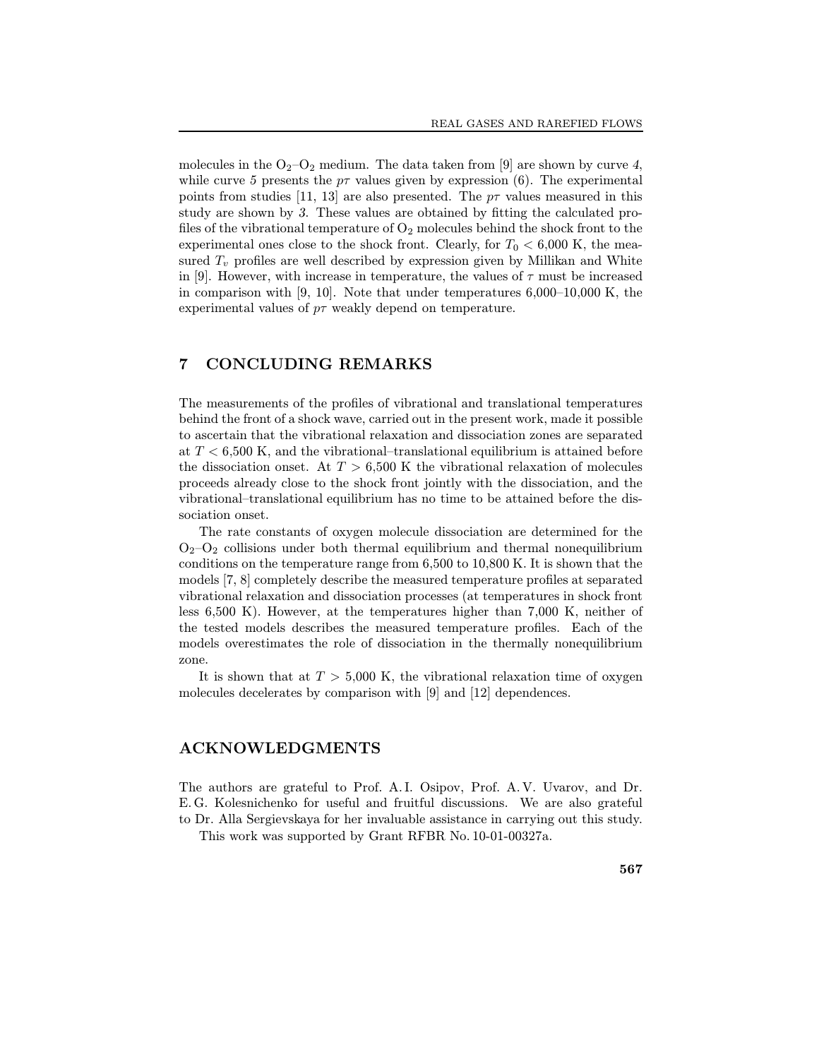molecules in the $O_2$–$O_2$ medium. The data taken from [9] are shown by curve *4*, while curve *5* presents the $p\tau$ values given by expression (6). The experimental points from studies [11, 13] are also presented. The $p\tau$ values measured in this study are shown by *3*. These values are obtained by fitting the calculated profiles of the vibrational temperature of $O_2$ molecules behind the shock front to the experimental ones close to the shock front. Clearly, for $T_0 < 6{,}000$ K, the measured $T_v$ profiles are well described by expression given by Millikan and White in [9]. However, with increase in temperature, the values of $\tau$ must be increased in comparison with [9, 10]. Note that under temperatures 6,000–10,000 K, the experimental values of $p\tau$ weakly depend on temperature.

## 7 CONCLUDING REMARKS

The measurements of the profiles of vibrational and translational temperatures behind the front of a shock wave, carried out in the present work, made it possible to ascertain that the vibrational relaxation and dissociation zones are separated at $T < 6{,}500$ K, and the vibrational–translational equilibrium is attained before the dissociation onset. At $T > 6{,}500$ K the vibrational relaxation of molecules proceeds already close to the shock front jointly with the dissociation, and the vibrational–translational equilibrium has no time to be attained before the dissociation onset.

The rate constants of oxygen molecule dissociation are determined for the $O_2$–$O_2$ collisions under both thermal equilibrium and thermal nonequilibrium conditions on the temperature range from 6,500 to 10,800 K. It is shown that the models [7, 8] completely describe the measured temperature profiles at separated vibrational relaxation and dissociation processes (at temperatures in shock front less 6,500 K). However, at the temperatures higher than 7,000 K, neither of the tested models describes the measured temperature profiles. Each of the models overestimates the role of dissociation in the thermally nonequilibrium zone.

It is shown that at $T > 5{,}000$ K, the vibrational relaxation time of oxygen molecules decelerates by comparison with [9] and [12] dependences.

## ACKNOWLEDGMENTS

The authors are grateful to Prof. A. I. Osipov, Prof. A. V. Uvarov, and Dr. E. G. Kolesnichenko for useful and fruitful discussions. We are also grateful to Dr. Alla Sergievskaya for her invaluable assistance in carrying out this study.

This work was supported by Grant RFBR No. 10-01-00327a.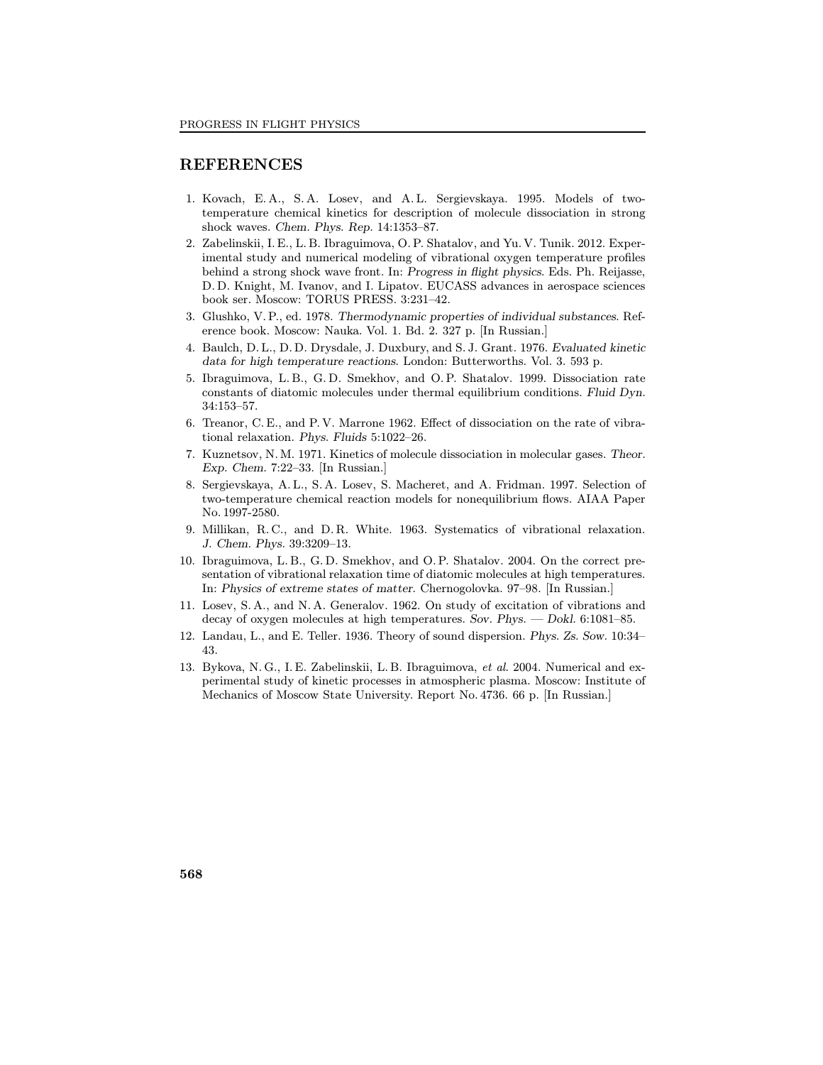## REFERENCES

1. Kovach, E. A., S. A. Losev, and A. L. Sergievskaya. 1995. Models of two-temperature chemical kinetics for description of molecule dissociation in strong shock waves. *Chem. Phys. Rep.* 14:1353–87.
2. Zabelinskii, I. E., L. B. Ibraguimova, O. P. Shatalov, and Yu. V. Tunik. 2012. Experimental study and numerical modeling of vibrational oxygen temperature profiles behind a strong shock wave front. In: *Progress in flight physics*. Eds. Ph. Reijasse, D. D. Knight, M. Ivanov, and I. Lipatov. EUCASS advances in aerospace sciences book ser. Moscow: TORUS PRESS. 3:231–42.
3. Glushko, V. P., ed. 1978. *Thermodynamic properties of individual substances*. Reference book. Moscow: Nauka. Vol. 1. Bd. 2. 327 p. [In Russian.]
4. Baulch, D. L., D. D. Drysdale, J. Duxbury, and S. J. Grant. 1976. *Evaluated kinetic data for high temperature reactions*. London: Butterworths. Vol. 3. 593 p.
5. Ibraguimova, L. B., G. D. Smekhov, and O. P. Shatalov. 1999. Dissociation rate constants of diatomic molecules under thermal equilibrium conditions. *Fluid Dyn.* 34:153–57.
6. Treanor, C. E., and P. V. Marrone 1962. Effect of dissociation on the rate of vibrational relaxation. *Phys. Fluids* 5:1022–26.
7. Kuznetsov, N. M. 1971. Kinetics of molecule dissociation in molecular gases. *Theor. Exp. Chem.* 7:22–33. [In Russian.]
8. Sergievskaya, A. L., S. A. Losev, S. Macheret, and A. Fridman. 1997. Selection of two-temperature chemical reaction models for nonequilibrium flows. AIAA Paper No. 1997-2580.
9. Millikan, R. C., and D. R. White. 1963. Systematics of vibrational relaxation. *J. Chem. Phys.* 39:3209–13.
10. Ibraguimova, L. B., G. D. Smekhov, and O. P. Shatalov. 2004. On the correct presentation of vibrational relaxation time of diatomic molecules at high temperatures. In: *Physics of extreme states of matter*. Chernogolovka. 97–98. [In Russian.]
11. Losev, S. A., and N. A. Generalov. 1962. On study of excitation of vibrations and decay of oxygen molecules at high temperatures. *Sov. Phys. — Dokl.* 6:1081–85.
12. Landau, L., and E. Teller. 1936. Theory of sound dispersion. *Phys. Zs. Sow.* 10:34–43.
13. Bykova, N. G., I. E. Zabelinskii, L. B. Ibraguimova, *et al*. 2004. Numerical and experimental study of kinetic processes in atmospheric plasma. Moscow: Institute of Mechanics of Moscow State University. Report No. 4736. 66 p. [In Russian.]